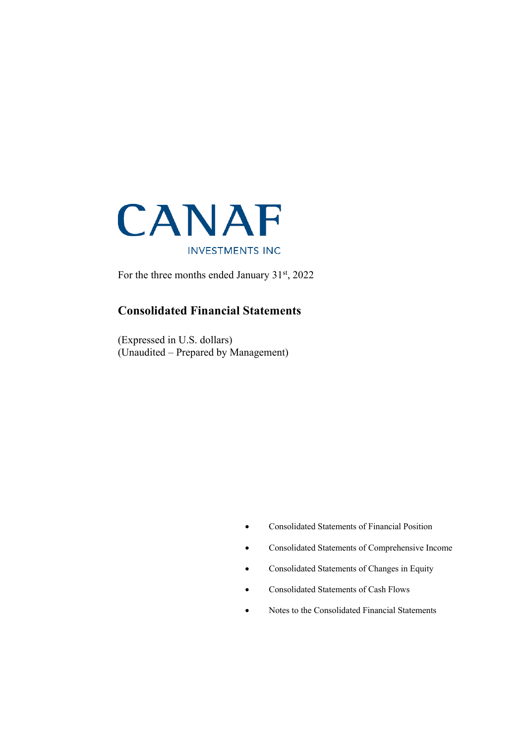# CANAF

INVESTMENTS INC

For the three months ended January 31st, 2022

## Consolidated Financial Statements

(Expressed in U.S. dollars)
(Unaudited – Prepared by Management)

- Consolidated Statements of Financial Position
- Consolidated Statements of Comprehensive Income
- Consolidated Statements of Changes in Equity
- Consolidated Statements of Cash Flows
- Notes to the Consolidated Financial Statements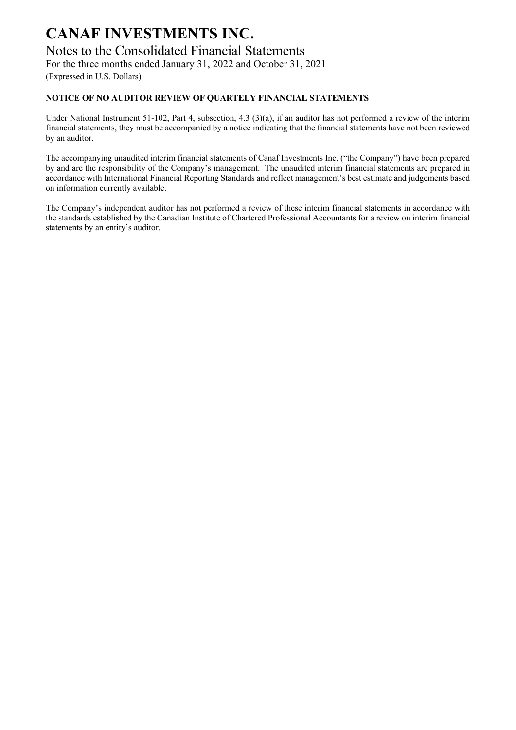# CANAF INVESTMENTS INC.

## Notes to the Consolidated Financial Statements

For the three months ended January 31, 2022 and October 31, 2021

(Expressed in U.S. Dollars)

**NOTICE OF NO AUDITOR REVIEW OF QUARTELY FINANCIAL STATEMENTS**

Under National Instrument 51-102, Part 4, subsection, 4.3 (3)(a), if an auditor has not performed a review of the interim financial statements, they must be accompanied by a notice indicating that the financial statements have not been reviewed by an auditor.

The accompanying unaudited interim financial statements of Canaf Investments Inc. ("the Company") have been prepared by and are the responsibility of the Company's management. The unaudited interim financial statements are prepared in accordance with International Financial Reporting Standards and reflect management's best estimate and judgements based on information currently available.

The Company's independent auditor has not performed a review of these interim financial statements in accordance with the standards established by the Canadian Institute of Chartered Professional Accountants for a review on interim financial statements by an entity's auditor.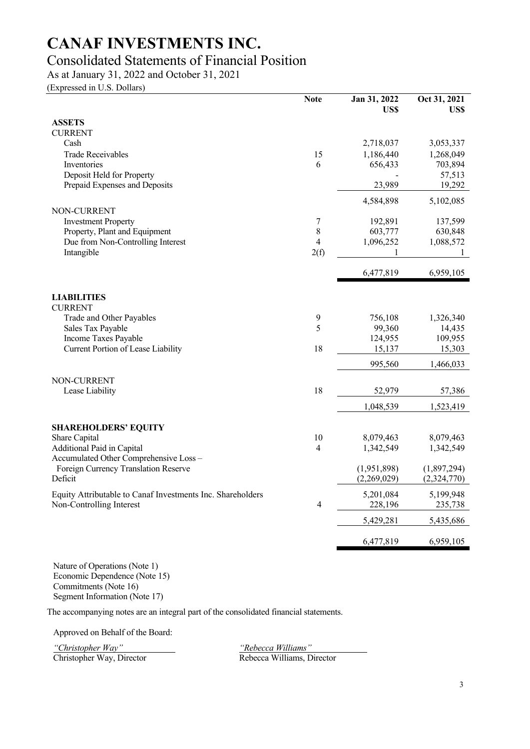# CANAF INVESTMENTS INC.

## Consolidated Statements of Financial Position

As at January 31, 2022 and October 31, 2021

(Expressed in U.S. Dollars)

| | Note | Jan 31, 2022 US$ | Oct 31, 2021 US$ |
|---|---|---|---|
| **ASSETS** | | | |
| CURRENT | | | |
| Cash | | 2,718,037 | 3,053,337 |
| Trade Receivables | 15 | 1,186,440 | 1,268,049 |
| Inventories | 6 | 656,433 | 703,894 |
| Deposit Held for Property | | - | 57,513 |
| Prepaid Expenses and Deposits | | 23,989 | 19,292 |
| | | 4,584,898 | 5,102,085 |
| NON-CURRENT | | | |
| Investment Property | 7 | 192,891 | 137,599 |
| Property, Plant and Equipment | 8 | 603,777 | 630,848 |
| Due from Non-Controlling Interest | 4 | 1,096,252 | 1,088,572 |
| Intangible | 2(f) | 1 | 1 |
| | | 6,477,819 | 6,959,105 |
| **LIABILITIES** | | | |
| CURRENT | | | |
| Trade and Other Payables | 9 | 756,108 | 1,326,340 |
| Sales Tax Payable | 5 | 99,360 | 14,435 |
| Income Taxes Payable | | 124,955 | 109,955 |
| Current Portion of Lease Liability | 18 | 15,137 | 15,303 |
| | | 995,560 | 1,466,033 |
| NON-CURRENT | | | |
| Lease Liability | 18 | 52,979 | 57,386 |
| | | 1,048,539 | 1,523,419 |
| **SHAREHOLDERS' EQUITY** | | | |
| Share Capital | 10 | 8,079,463 | 8,079,463 |
| Additional Paid in Capital | 4 | 1,342,549 | 1,342,549 |
| Accumulated Other Comprehensive Loss – Foreign Currency Translation Reserve | | (1,951,898) | (1,897,294) |
| Deficit | | (2,269,029) | (2,324,770) |
| Equity Attributable to Canaf Investments Inc. Shareholders | | 5,201,084 | 5,199,948 |
| Non-Controlling Interest | 4 | 228,196 | 235,738 |
| | | 5,429,281 | 5,435,686 |
| | | 6,477,819 | 6,959,105 |

Nature of Operations (Note 1)
Economic Dependence (Note 15)
Commitments (Note 16)
Segment Information (Note 17)

The accompanying notes are an integral part of the consolidated financial statements.

Approved on Behalf of the Board:

| | |
|---|---|
| *"Christopher Way"* | *"Rebecca Williams"* |
| Christopher Way, Director | Rebecca Williams, Director |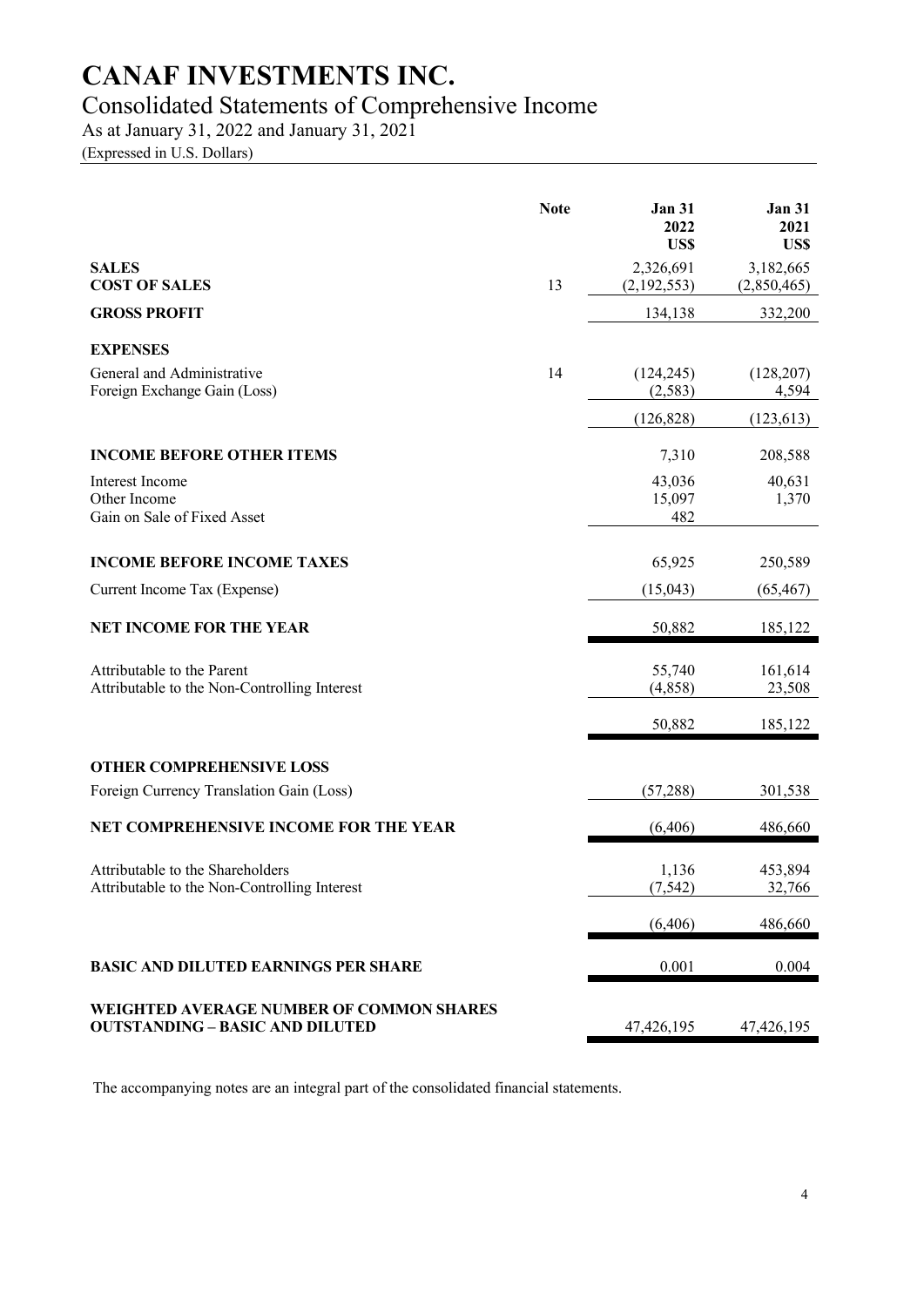# CANAF INVESTMENTS INC.

## Consolidated Statements of Comprehensive Income

As at January 31, 2022 and January 31, 2021

(Expressed in U.S. Dollars)

| | Note | Jan 31 2022 US$ | Jan 31 2021 US$ |
|---|---|---|---|
| **SALES** | | 2,326,691 | 3,182,665 |
| **COST OF SALES** | 13 | (2,192,553) | (2,850,465) |
| **GROSS PROFIT** | | 134,138 | 332,200 |
| **EXPENSES** | | | |
| General and Administrative | 14 | (124,245) | (128,207) |
| Foreign Exchange Gain (Loss) | | (2,583) | 4,594 |
| | | (126,828) | (123,613) |
| **INCOME BEFORE OTHER ITEMS** | | 7,310 | 208,588 |
| Interest Income | | 43,036 | 40,631 |
| Other Income | | 15,097 | 1,370 |
| Gain on Sale of Fixed Asset | | 482 | |
| **INCOME BEFORE INCOME TAXES** | | 65,925 | 250,589 |
| Current Income Tax (Expense) | | (15,043) | (65,467) |
| **NET INCOME FOR THE YEAR** | | 50,882 | 185,122 |
| Attributable to the Parent | | 55,740 | 161,614 |
| Attributable to the Non-Controlling Interest | | (4,858) | 23,508 |
| | | 50,882 | 185,122 |
| **OTHER COMPREHENSIVE LOSS** | | | |
| Foreign Currency Translation Gain (Loss) | | (57,288) | 301,538 |
| **NET COMPREHENSIVE INCOME FOR THE YEAR** | | (6,406) | 486,660 |
| Attributable to the Shareholders | | 1,136 | 453,894 |
| Attributable to the Non-Controlling Interest | | (7,542) | 32,766 |
| | | (6,406) | 486,660 |
| **BASIC AND DILUTED EARNINGS PER SHARE** | | 0.001 | 0.004 |
| **WEIGHTED AVERAGE NUMBER OF COMMON SHARES OUTSTANDING – BASIC AND DILUTED** | | 47,426,195 | 47,426,195 |

The accompanying notes are an integral part of the consolidated financial statements.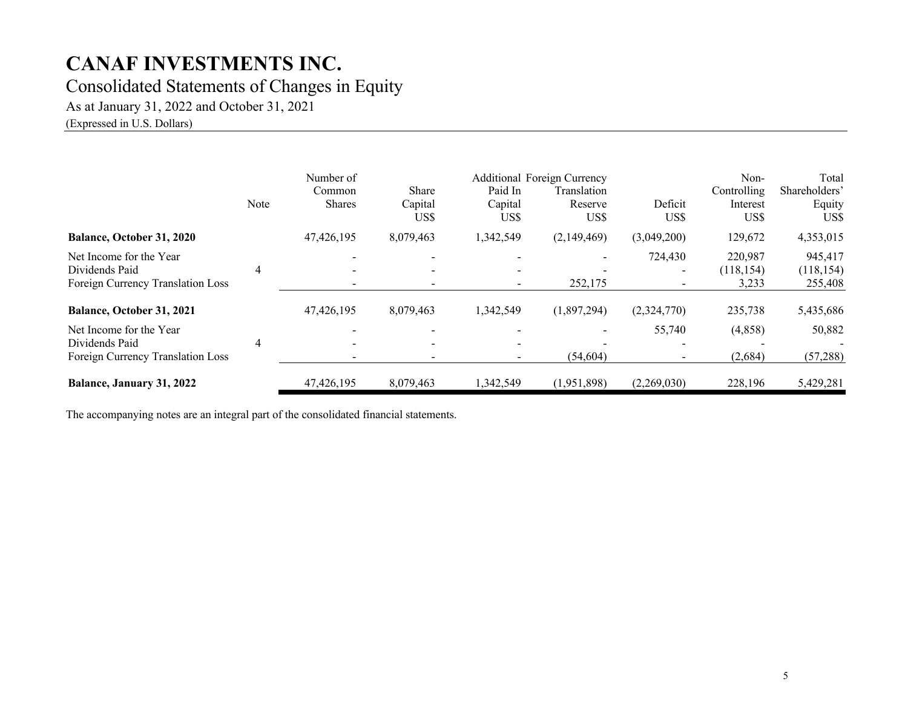# CANAF INVESTMENTS INC.

## Consolidated Statements of Changes in Equity

As at January 31, 2022 and October 31, 2021

(Expressed in U.S. Dollars)

| | Note | Number of Common Shares | Share Capital US$ | Additional Paid In Capital US$ | Foreign Currency Translation Reserve US$ | Deficit US$ | Non-Controlling Interest US$ | Total Shareholders' Equity US$ |
|---|---|---|---|---|---|---|---|---|
| **Balance, October 31, 2020** | | 47,426,195 | 8,079,463 | 1,342,549 | (2,149,469) | (3,049,200) | 129,672 | 4,353,015 |
| Net Income for the Year | | - | - | - | - | 724,430 | 220,987 | 945,417 |
| Dividends Paid | 4 | - | - | - | - | - | (118,154) | (118,154) |
| Foreign Currency Translation Loss | | - | - | - | 252,175 | - | 3,233 | 255,408 |
| **Balance, October 31, 2021** | | 47,426,195 | 8,079,463 | 1,342,549 | (1,897,294) | (2,324,770) | 235,738 | 5,435,686 |
| Net Income for the Year | | - | - | - | - | 55,740 | (4,858) | 50,882 |
| Dividends Paid | 4 | - | - | - | - | - | - | - |
| Foreign Currency Translation Loss | | - | - | - | (54,604) | - | (2,684) | (57,288) |
| **Balance, January 31, 2022** | | 47,426,195 | 8,079,463 | 1,342,549 | (1,951,898) | (2,269,030) | 228,196 | 5,429,281 |

The accompanying notes are an integral part of the consolidated financial statements.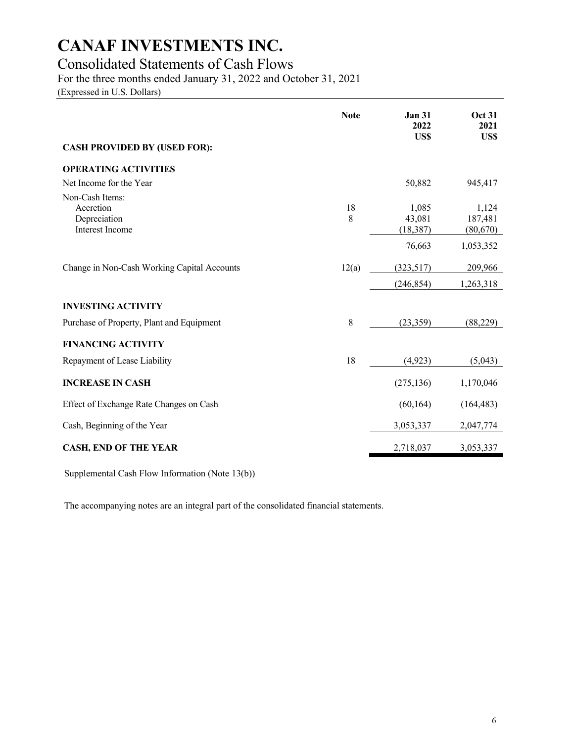# CANAF INVESTMENTS INC.

## Consolidated Statements of Cash Flows

For the three months ended January 31, 2022 and October 31, 2021

(Expressed in U.S. Dollars)

| | Note | Jan 31 2022 US$ | Oct 31 2021 US$ |
|---|---|---|---|
| **CASH PROVIDED BY (USED FOR):** | | | |
| **OPERATING ACTIVITIES** | | | |
| Net Income for the Year | | 50,882 | 945,417 |
| Non-Cash Items: | | | |
| Accretion | 18 | 1,085 | 1,124 |
| Depreciation | 8 | 43,081 | 187,481 |
| Interest Income | | (18,387) | (80,670) |
| | | 76,663 | 1,053,352 |
| Change in Non-Cash Working Capital Accounts | 12(a) | (323,517) | 209,966 |
| | | (246,854) | 1,263,318 |
| **INVESTING ACTIVITY** | | | |
| Purchase of Property, Plant and Equipment | 8 | (23,359) | (88,229) |
| **FINANCING ACTIVITY** | | | |
| Repayment of Lease Liability | 18 | (4,923) | (5,043) |
| **INCREASE IN CASH** | | (275,136) | 1,170,046 |
| Effect of Exchange Rate Changes on Cash | | (60,164) | (164,483) |
| Cash, Beginning of the Year | | 3,053,337 | 2,047,774 |
| **CASH, END OF THE YEAR** | | 2,718,037 | 3,053,337 |

Supplemental Cash Flow Information (Note 13(b))

The accompanying notes are an integral part of the consolidated financial statements.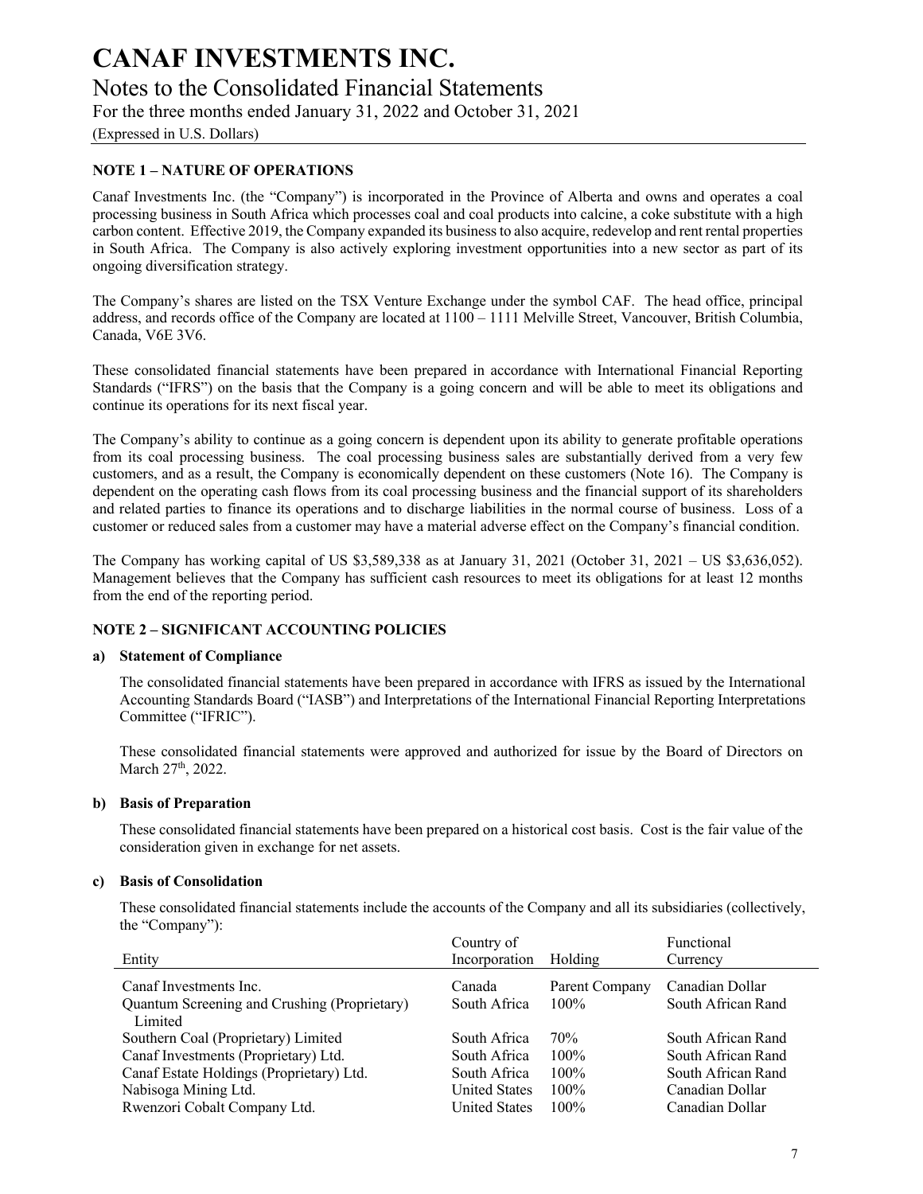# CANAF INVESTMENTS INC.

## Notes to the Consolidated Financial Statements

For the three months ended January 31, 2022 and October 31, 2021

(Expressed in U.S. Dollars)

### NOTE 1 – NATURE OF OPERATIONS

Canaf Investments Inc. (the "Company") is incorporated in the Province of Alberta and owns and operates a coal processing business in South Africa which processes coal and coal products into calcine, a coke substitute with a high carbon content. Effective 2019, the Company expanded its business to also acquire, redevelop and rent rental properties in South Africa. The Company is also actively exploring investment opportunities into a new sector as part of its ongoing diversification strategy.

The Company's shares are listed on the TSX Venture Exchange under the symbol CAF. The head office, principal address, and records office of the Company are located at 1100 – 1111 Melville Street, Vancouver, British Columbia, Canada, V6E 3V6.

These consolidated financial statements have been prepared in accordance with International Financial Reporting Standards ("IFRS") on the basis that the Company is a going concern and will be able to meet its obligations and continue its operations for its next fiscal year.

The Company's ability to continue as a going concern is dependent upon its ability to generate profitable operations from its coal processing business. The coal processing business sales are substantially derived from a very few customers, and as a result, the Company is economically dependent on these customers (Note 16). The Company is dependent on the operating cash flows from its coal processing business and the financial support of its shareholders and related parties to finance its operations and to discharge liabilities in the normal course of business. Loss of a customer or reduced sales from a customer may have a material adverse effect on the Company's financial condition.

The Company has working capital of US $3,589,338 as at January 31, 2021 (October 31, 2021 – US $3,636,052). Management believes that the Company has sufficient cash resources to meet its obligations for at least 12 months from the end of the reporting period.

### NOTE 2 – SIGNIFICANT ACCOUNTING POLICIES

#### a) Statement of Compliance

The consolidated financial statements have been prepared in accordance with IFRS as issued by the International Accounting Standards Board ("IASB") and Interpretations of the International Financial Reporting Interpretations Committee ("IFRIC").

These consolidated financial statements were approved and authorized for issue by the Board of Directors on March 27th, 2022.

#### b) Basis of Preparation

These consolidated financial statements have been prepared on a historical cost basis. Cost is the fair value of the consideration given in exchange for net assets.

#### c) Basis of Consolidation

These consolidated financial statements include the accounts of the Company and all its subsidiaries (collectively, the "Company"):

| Entity | Country of Incorporation | Holding | Functional Currency |
|---|---|---|---|
| Canaf Investments Inc. | Canada | Parent Company | Canadian Dollar |
| Quantum Screening and Crushing (Proprietary) Limited | South Africa | 100% | South African Rand |
| Southern Coal (Proprietary) Limited | South Africa | 70% | South African Rand |
| Canaf Investments (Proprietary) Ltd. | South Africa | 100% | South African Rand |
| Canaf Estate Holdings (Proprietary) Ltd. | South Africa | 100% | South African Rand |
| Nabisoga Mining Ltd. | United States | 100% | Canadian Dollar |
| Rwenzori Cobalt Company Ltd. | United States | 100% | Canadian Dollar |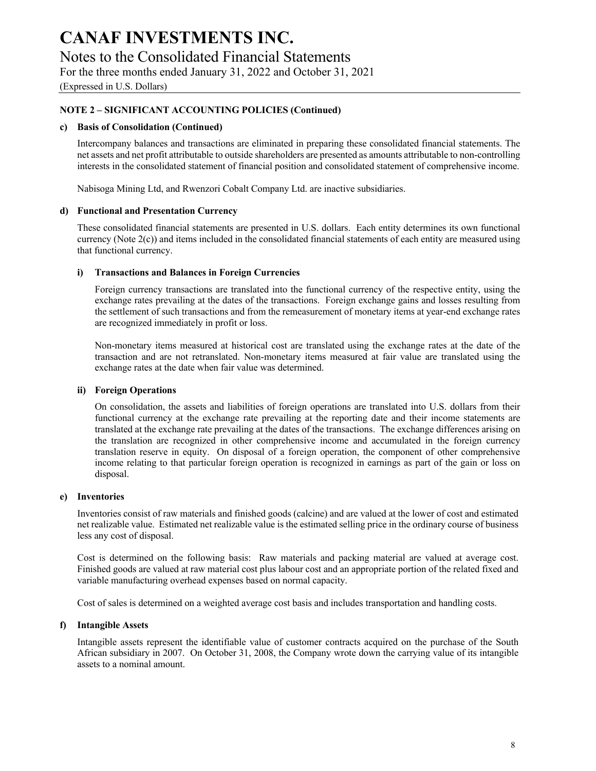**NOTE 2 – SIGNIFICANT ACCOUNTING POLICIES (Continued)**

**c) Basis of Consolidation (Continued)**

Intercompany balances and transactions are eliminated in preparing these consolidated financial statements. The net assets and net profit attributable to outside shareholders are presented as amounts attributable to non-controlling interests in the consolidated statement of financial position and consolidated statement of comprehensive income.

Nabisoga Mining Ltd, and Rwenzori Cobalt Company Ltd. are inactive subsidiaries.

**d) Functional and Presentation Currency**

These consolidated financial statements are presented in U.S. dollars. Each entity determines its own functional currency (Note 2(c)) and items included in the consolidated financial statements of each entity are measured using that functional currency.

**i) Transactions and Balances in Foreign Currencies**

Foreign currency transactions are translated into the functional currency of the respective entity, using the exchange rates prevailing at the dates of the transactions. Foreign exchange gains and losses resulting from the settlement of such transactions and from the remeasurement of monetary items at year-end exchange rates are recognized immediately in profit or loss.

Non-monetary items measured at historical cost are translated using the exchange rates at the date of the transaction and are not retranslated. Non-monetary items measured at fair value are translated using the exchange rates at the date when fair value was determined.

**ii) Foreign Operations**

On consolidation, the assets and liabilities of foreign operations are translated into U.S. dollars from their functional currency at the exchange rate prevailing at the reporting date and their income statements are translated at the exchange rate prevailing at the dates of the transactions. The exchange differences arising on the translation are recognized in other comprehensive income and accumulated in the foreign currency translation reserve in equity. On disposal of a foreign operation, the component of other comprehensive income relating to that particular foreign operation is recognized in earnings as part of the gain or loss on disposal.

**e) Inventories**

Inventories consist of raw materials and finished goods (calcine) and are valued at the lower of cost and estimated net realizable value. Estimated net realizable value is the estimated selling price in the ordinary course of business less any cost of disposal.

Cost is determined on the following basis: Raw materials and packing material are valued at average cost. Finished goods are valued at raw material cost plus labour cost and an appropriate portion of the related fixed and variable manufacturing overhead expenses based on normal capacity.

Cost of sales is determined on a weighted average cost basis and includes transportation and handling costs.

**f) Intangible Assets**

Intangible assets represent the identifiable value of customer contracts acquired on the purchase of the South African subsidiary in 2007. On October 31, 2008, the Company wrote down the carrying value of its intangible assets to a nominal amount.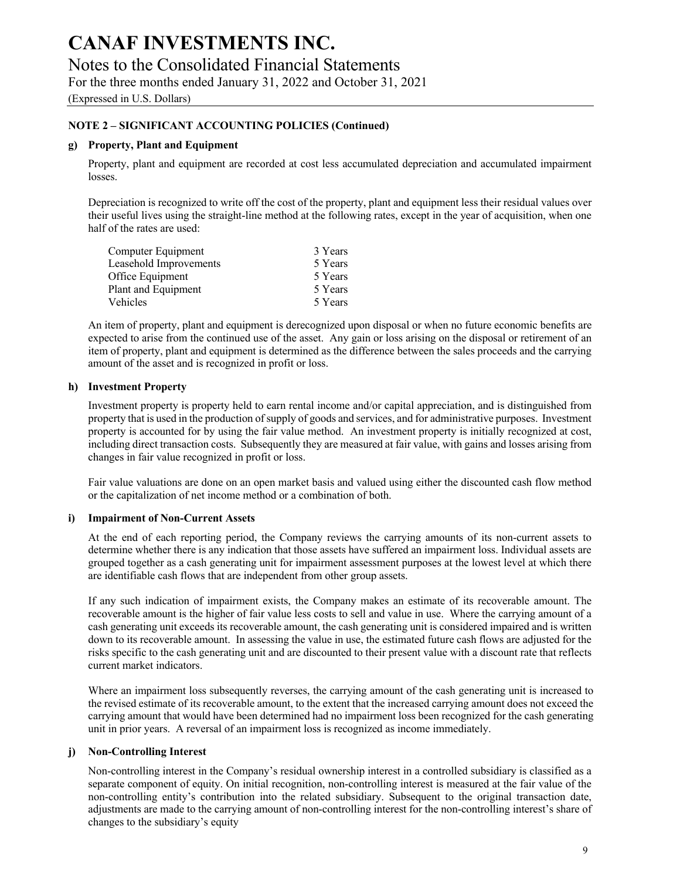## NOTE 2 – SIGNIFICANT ACCOUNTING POLICIES (Continued)

### g) Property, Plant and Equipment

Property, plant and equipment are recorded at cost less accumulated depreciation and accumulated impairment losses.

Depreciation is recognized to write off the cost of the property, plant and equipment less their residual values over their useful lives using the straight-line method at the following rates, except in the year of acquisition, when one half of the rates are used:

| | |
|---|---|
| Computer Equipment | 3 Years |
| Leasehold Improvements | 5 Years |
| Office Equipment | 5 Years |
| Plant and Equipment | 5 Years |
| Vehicles | 5 Years |

An item of property, plant and equipment is derecognized upon disposal or when no future economic benefits are expected to arise from the continued use of the asset. Any gain or loss arising on the disposal or retirement of an item of property, plant and equipment is determined as the difference between the sales proceeds and the carrying amount of the asset and is recognized in profit or loss.

### h) Investment Property

Investment property is property held to earn rental income and/or capital appreciation, and is distinguished from property that is used in the production of supply of goods and services, and for administrative purposes. Investment property is accounted for by using the fair value method. An investment property is initially recognized at cost, including direct transaction costs. Subsequently they are measured at fair value, with gains and losses arising from changes in fair value recognized in profit or loss.

Fair value valuations are done on an open market basis and valued using either the discounted cash flow method or the capitalization of net income method or a combination of both.

### i) Impairment of Non-Current Assets

At the end of each reporting period, the Company reviews the carrying amounts of its non-current assets to determine whether there is any indication that those assets have suffered an impairment loss. Individual assets are grouped together as a cash generating unit for impairment assessment purposes at the lowest level at which there are identifiable cash flows that are independent from other group assets.

If any such indication of impairment exists, the Company makes an estimate of its recoverable amount. The recoverable amount is the higher of fair value less costs to sell and value in use. Where the carrying amount of a cash generating unit exceeds its recoverable amount, the cash generating unit is considered impaired and is written down to its recoverable amount. In assessing the value in use, the estimated future cash flows are adjusted for the risks specific to the cash generating unit and are discounted to their present value with a discount rate that reflects current market indicators.

Where an impairment loss subsequently reverses, the carrying amount of the cash generating unit is increased to the revised estimate of its recoverable amount, to the extent that the increased carrying amount does not exceed the carrying amount that would have been determined had no impairment loss been recognized for the cash generating unit in prior years. A reversal of an impairment loss is recognized as income immediately.

### j) Non-Controlling Interest

Non-controlling interest in the Company's residual ownership interest in a controlled subsidiary is classified as a separate component of equity. On initial recognition, non-controlling interest is measured at the fair value of the non-controlling entity's contribution into the related subsidiary. Subsequent to the original transaction date, adjustments are made to the carrying amount of non-controlling interest for the non-controlling interest's share of changes to the subsidiary's equity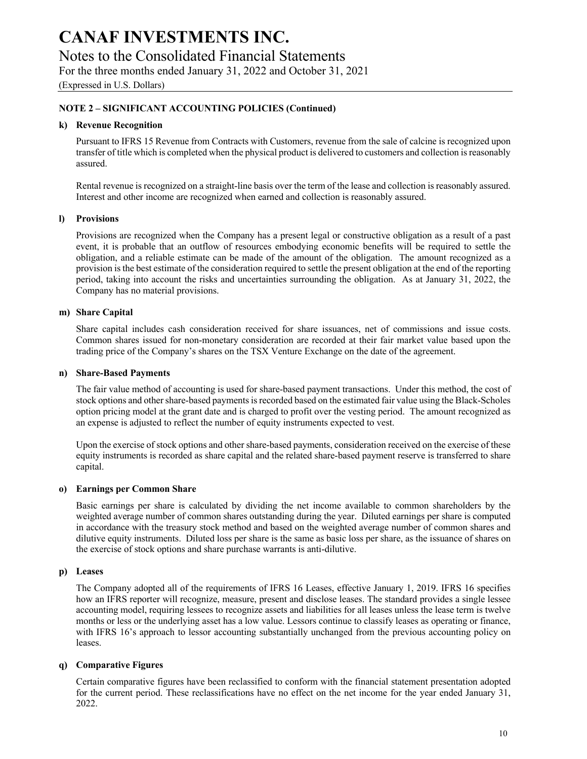## NOTE 2 – SIGNIFICANT ACCOUNTING POLICIES (Continued)

### k) Revenue Recognition

Pursuant to IFRS 15 Revenue from Contracts with Customers, revenue from the sale of calcine is recognized upon transfer of title which is completed when the physical product is delivered to customers and collection is reasonably assured.

Rental revenue is recognized on a straight-line basis over the term of the lease and collection is reasonably assured. Interest and other income are recognized when earned and collection is reasonably assured.

### l) Provisions

Provisions are recognized when the Company has a present legal or constructive obligation as a result of a past event, it is probable that an outflow of resources embodying economic benefits will be required to settle the obligation, and a reliable estimate can be made of the amount of the obligation. The amount recognized as a provision is the best estimate of the consideration required to settle the present obligation at the end of the reporting period, taking into account the risks and uncertainties surrounding the obligation. As at January 31, 2022, the Company has no material provisions.

### m) Share Capital

Share capital includes cash consideration received for share issuances, net of commissions and issue costs. Common shares issued for non-monetary consideration are recorded at their fair market value based upon the trading price of the Company's shares on the TSX Venture Exchange on the date of the agreement.

### n) Share-Based Payments

The fair value method of accounting is used for share-based payment transactions. Under this method, the cost of stock options and other share-based payments is recorded based on the estimated fair value using the Black-Scholes option pricing model at the grant date and is charged to profit over the vesting period. The amount recognized as an expense is adjusted to reflect the number of equity instruments expected to vest.

Upon the exercise of stock options and other share-based payments, consideration received on the exercise of these equity instruments is recorded as share capital and the related share-based payment reserve is transferred to share capital.

### o) Earnings per Common Share

Basic earnings per share is calculated by dividing the net income available to common shareholders by the weighted average number of common shares outstanding during the year. Diluted earnings per share is computed in accordance with the treasury stock method and based on the weighted average number of common shares and dilutive equity instruments. Diluted loss per share is the same as basic loss per share, as the issuance of shares on the exercise of stock options and share purchase warrants is anti-dilutive.

### p) Leases

The Company adopted all of the requirements of IFRS 16 Leases, effective January 1, 2019. IFRS 16 specifies how an IFRS reporter will recognize, measure, present and disclose leases. The standard provides a single lessee accounting model, requiring lessees to recognize assets and liabilities for all leases unless the lease term is twelve months or less or the underlying asset has a low value. Lessors continue to classify leases as operating or finance, with IFRS 16's approach to lessor accounting substantially unchanged from the previous accounting policy on leases.

### q) Comparative Figures

Certain comparative figures have been reclassified to conform with the financial statement presentation adopted for the current period. These reclassifications have no effect on the net income for the year ended January 31, 2022.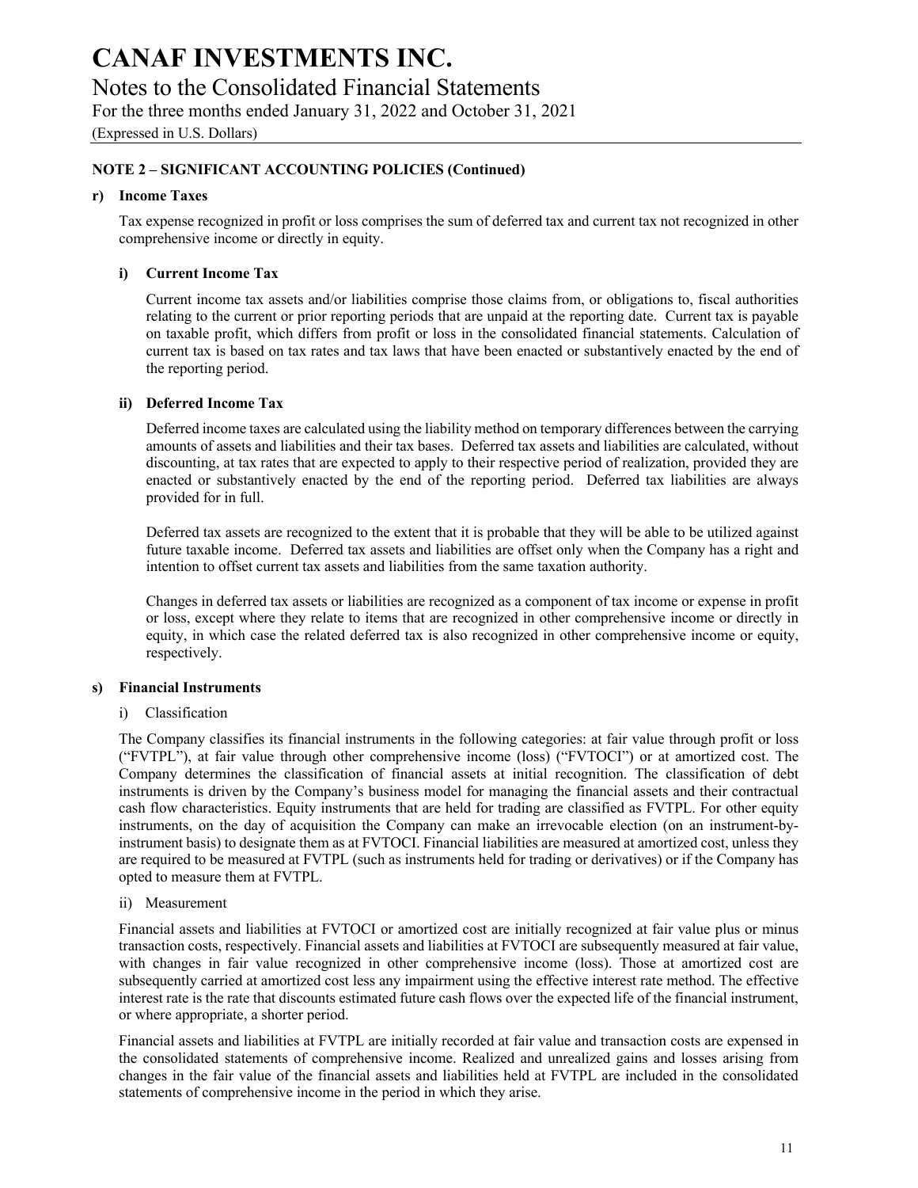## NOTE 2 – SIGNIFICANT ACCOUNTING POLICIES (Continued)

### r) Income Taxes

Tax expense recognized in profit or loss comprises the sum of deferred tax and current tax not recognized in other comprehensive income or directly in equity.

#### i) Current Income Tax

Current income tax assets and/or liabilities comprise those claims from, or obligations to, fiscal authorities relating to the current or prior reporting periods that are unpaid at the reporting date. Current tax is payable on taxable profit, which differs from profit or loss in the consolidated financial statements. Calculation of current tax is based on tax rates and tax laws that have been enacted or substantively enacted by the end of the reporting period.

#### ii) Deferred Income Tax

Deferred income taxes are calculated using the liability method on temporary differences between the carrying amounts of assets and liabilities and their tax bases. Deferred tax assets and liabilities are calculated, without discounting, at tax rates that are expected to apply to their respective period of realization, provided they are enacted or substantively enacted by the end of the reporting period. Deferred tax liabilities are always provided for in full.

Deferred tax assets are recognized to the extent that it is probable that they will be able to be utilized against future taxable income. Deferred tax assets and liabilities are offset only when the Company has a right and intention to offset current tax assets and liabilities from the same taxation authority.

Changes in deferred tax assets or liabilities are recognized as a component of tax income or expense in profit or loss, except where they relate to items that are recognized in other comprehensive income or directly in equity, in which case the related deferred tax is also recognized in other comprehensive income or equity, respectively.

### s) Financial Instruments

i) Classification

The Company classifies its financial instruments in the following categories: at fair value through profit or loss ("FVTPL"), at fair value through other comprehensive income (loss) ("FVTOCI") or at amortized cost. The Company determines the classification of financial assets at initial recognition. The classification of debt instruments is driven by the Company's business model for managing the financial assets and their contractual cash flow characteristics. Equity instruments that are held for trading are classified as FVTPL. For other equity instruments, on the day of acquisition the Company can make an irrevocable election (on an instrument-by-instrument basis) to designate them as at FVTOCI. Financial liabilities are measured at amortized cost, unless they are required to be measured at FVTPL (such as instruments held for trading or derivatives) or if the Company has opted to measure them at FVTPL.

ii) Measurement

Financial assets and liabilities at FVTOCI or amortized cost are initially recognized at fair value plus or minus transaction costs, respectively. Financial assets and liabilities at FVTOCI are subsequently measured at fair value, with changes in fair value recognized in other comprehensive income (loss). Those at amortized cost are subsequently carried at amortized cost less any impairment using the effective interest rate method. The effective interest rate is the rate that discounts estimated future cash flows over the expected life of the financial instrument, or where appropriate, a shorter period.

Financial assets and liabilities at FVTPL are initially recorded at fair value and transaction costs are expensed in the consolidated statements of comprehensive income. Realized and unrealized gains and losses arising from changes in the fair value of the financial assets and liabilities held at FVTPL are included in the consolidated statements of comprehensive income in the period in which they arise.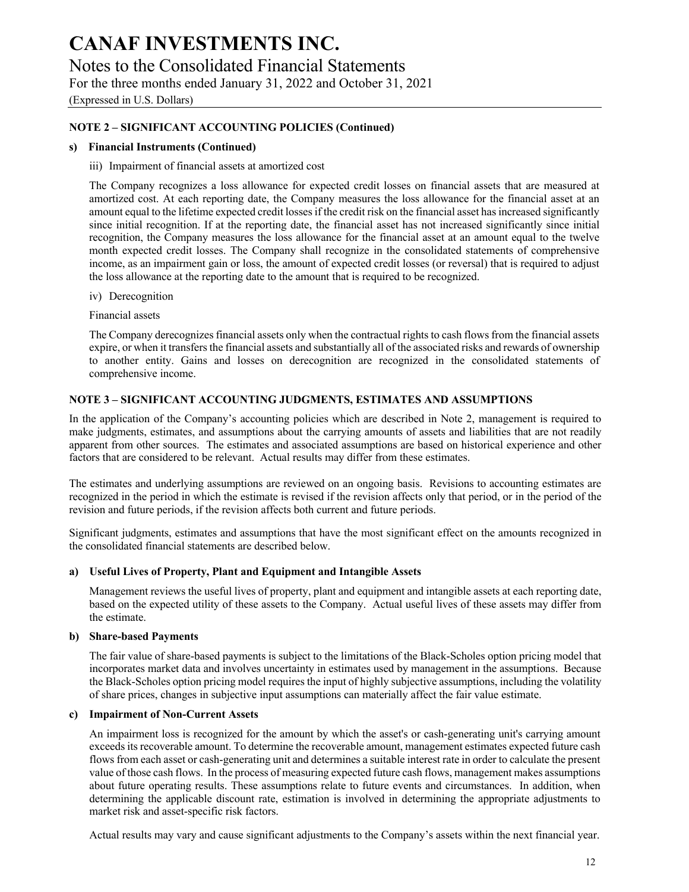**NOTE 2 – SIGNIFICANT ACCOUNTING POLICIES (Continued)**

**s) Financial Instruments (Continued)**

iii) Impairment of financial assets at amortized cost

The Company recognizes a loss allowance for expected credit losses on financial assets that are measured at amortized cost. At each reporting date, the Company measures the loss allowance for the financial asset at an amount equal to the lifetime expected credit losses if the credit risk on the financial asset has increased significantly since initial recognition. If at the reporting date, the financial asset has not increased significantly since initial recognition, the Company measures the loss allowance for the financial asset at an amount equal to the twelve month expected credit losses. The Company shall recognize in the consolidated statements of comprehensive income, as an impairment gain or loss, the amount of expected credit losses (or reversal) that is required to adjust the loss allowance at the reporting date to the amount that is required to be recognized.

iv) Derecognition

Financial assets

The Company derecognizes financial assets only when the contractual rights to cash flows from the financial assets expire, or when it transfers the financial assets and substantially all of the associated risks and rewards of ownership to another entity. Gains and losses on derecognition are recognized in the consolidated statements of comprehensive income.

**NOTE 3 – SIGNIFICANT ACCOUNTING JUDGMENTS, ESTIMATES AND ASSUMPTIONS**

In the application of the Company's accounting policies which are described in Note 2, management is required to make judgments, estimates, and assumptions about the carrying amounts of assets and liabilities that are not readily apparent from other sources. The estimates and associated assumptions are based on historical experience and other factors that are considered to be relevant. Actual results may differ from these estimates.

The estimates and underlying assumptions are reviewed on an ongoing basis. Revisions to accounting estimates are recognized in the period in which the estimate is revised if the revision affects only that period, or in the period of the revision and future periods, if the revision affects both current and future periods.

Significant judgments, estimates and assumptions that have the most significant effect on the amounts recognized in the consolidated financial statements are described below.

**a) Useful Lives of Property, Plant and Equipment and Intangible Assets**

Management reviews the useful lives of property, plant and equipment and intangible assets at each reporting date, based on the expected utility of these assets to the Company. Actual useful lives of these assets may differ from the estimate.

**b) Share-based Payments**

The fair value of share-based payments is subject to the limitations of the Black-Scholes option pricing model that incorporates market data and involves uncertainty in estimates used by management in the assumptions. Because the Black-Scholes option pricing model requires the input of highly subjective assumptions, including the volatility of share prices, changes in subjective input assumptions can materially affect the fair value estimate.

**c) Impairment of Non-Current Assets**

An impairment loss is recognized for the amount by which the asset's or cash-generating unit's carrying amount exceeds its recoverable amount. To determine the recoverable amount, management estimates expected future cash flows from each asset or cash-generating unit and determines a suitable interest rate in order to calculate the present value of those cash flows. In the process of measuring expected future cash flows, management makes assumptions about future operating results. These assumptions relate to future events and circumstances. In addition, when determining the applicable discount rate, estimation is involved in determining the appropriate adjustments to market risk and asset-specific risk factors.

Actual results may vary and cause significant adjustments to the Company's assets within the next financial year.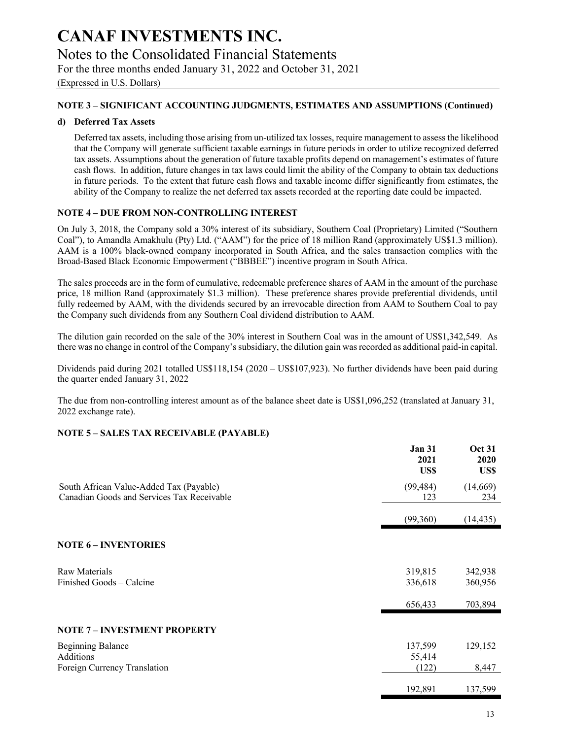# CANAF INVESTMENTS INC.

## Notes to the Consolidated Financial Statements

For the three months ended January 31, 2022 and October 31, 2021

(Expressed in U.S. Dollars)

### NOTE 3 – SIGNIFICANT ACCOUNTING JUDGMENTS, ESTIMATES AND ASSUMPTIONS (Continued)

**d) Deferred Tax Assets**

Deferred tax assets, including those arising from un-utilized tax losses, require management to assess the likelihood that the Company will generate sufficient taxable earnings in future periods in order to utilize recognized deferred tax assets. Assumptions about the generation of future taxable profits depend on management's estimates of future cash flows. In addition, future changes in tax laws could limit the ability of the Company to obtain tax deductions in future periods. To the extent that future cash flows and taxable income differ significantly from estimates, the ability of the Company to realize the net deferred tax assets recorded at the reporting date could be impacted.

### NOTE 4 – DUE FROM NON-CONTROLLING INTEREST

On July 3, 2018, the Company sold a 30% interest of its subsidiary, Southern Coal (Proprietary) Limited ("Southern Coal"), to Amandla Amakhulu (Pty) Ltd. ("AAM") for the price of 18 million Rand (approximately US$1.3 million). AAM is a 100% black-owned company incorporated in South Africa, and the sales transaction complies with the Broad-Based Black Economic Empowerment ("BBBEE") incentive program in South Africa.

The sales proceeds are in the form of cumulative, redeemable preference shares of AAM in the amount of the purchase price, 18 million Rand (approximately $1.3 million). These preference shares provide preferential dividends, until fully redeemed by AAM, with the dividends secured by an irrevocable direction from AAM to Southern Coal to pay the Company such dividends from any Southern Coal dividend distribution to AAM.

The dilution gain recorded on the sale of the 30% interest in Southern Coal was in the amount of US$1,342,549. As there was no change in control of the Company's subsidiary, the dilution gain was recorded as additional paid-in capital.

Dividends paid during 2021 totalled US$118,154 (2020 – US$107,923). No further dividends have been paid during the quarter ended January 31, 2022

The due from non-controlling interest amount as of the balance sheet date is US$1,096,252 (translated at January 31, 2022 exchange rate).

### NOTE 5 – SALES TAX RECEIVABLE (PAYABLE)

| | Jan 31 2021 US$ | Oct 31 2020 US$ |
|---|---|---|
| South African Value-Added Tax (Payable) | (99,484) | (14,669) |
| Canadian Goods and Services Tax Receivable | 123 | 234 |
| | (99,360) | (14,435) |

### NOTE 6 – INVENTORIES

| | | |
|---|---|---|
| Raw Materials | 319,815 | 342,938 |
| Finished Goods – Calcine | 336,618 | 360,956 |
| | 656,433 | 703,894 |

### NOTE 7 – INVESTMENT PROPERTY

| | | |
|---|---|---|
| Beginning Balance | 137,599 | 129,152 |
| Additions | 55,414 | |
| Foreign Currency Translation | (122) | 8,447 |
| | 192,891 | 137,599 |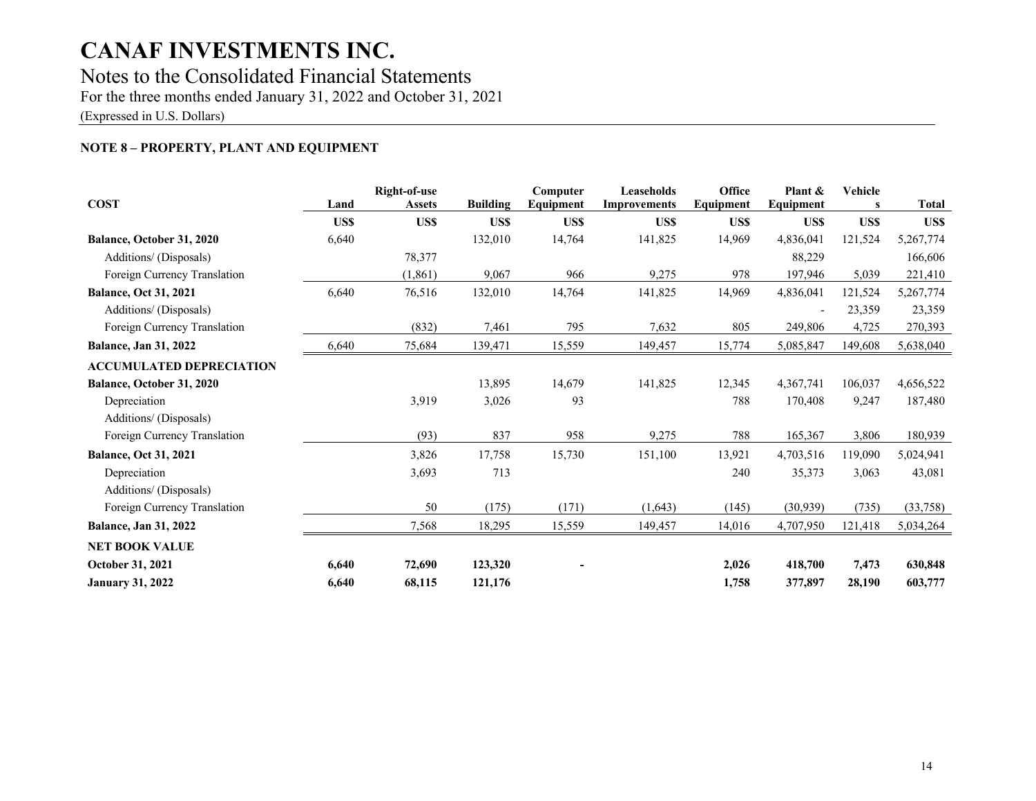# CANAF INVESTMENTS INC.

## Notes to the Consolidated Financial Statements

For the three months ended January 31, 2022 and October 31, 2021

(Expressed in U.S. Dollars)

### NOTE 8 – PROPERTY, PLANT AND EQUIPMENT

| COST | Land | Right-of-use Assets | Building | Computer Equipment | Leaseholds Improvements | Office Equipment | Plant & Equipment | Vehicles | Total |
|---|---|---|---|---|---|---|---|---|---|
| | US$ | US$ | US$ | US$ | US$ | US$ | US$ | US$ | US$ |
| **Balance, October 31, 2020** | 6,640 | | 132,010 | 14,764 | 141,825 | 14,969 | 4,836,041 | 121,524 | 5,267,774 |
| Additions/ (Disposals) | | 78,377 | | | | | 88,229 | | 166,606 |
| Foreign Currency Translation | | (1,861) | 9,067 | 966 | 9,275 | 978 | 197,946 | 5,039 | 221,410 |
| **Balance, Oct 31, 2021** | 6,640 | 76,516 | 132,010 | 14,764 | 141,825 | 14,969 | 4,836,041 | 121,524 | 5,267,774 |
| Additions/ (Disposals) | | | | | | | - | 23,359 | 23,359 |
| Foreign Currency Translation | | (832) | 7,461 | 795 | 7,632 | 805 | 249,806 | 4,725 | 270,393 |
| **Balance, Jan 31, 2022** | 6,640 | 75,684 | 139,471 | 15,559 | 149,457 | 15,774 | 5,085,847 | 149,608 | 5,638,040 |
| **ACCUMULATED DEPRECIATION** | | | | | | | | | |
| **Balance, October 31, 2020** | | | 13,895 | 14,679 | 141,825 | 12,345 | 4,367,741 | 106,037 | 4,656,522 |
| Depreciation | | 3,919 | 3,026 | 93 | | 788 | 170,408 | 9,247 | 187,480 |
| Additions/ (Disposals) | | | | | | | | | |
| Foreign Currency Translation | | (93) | 837 | 958 | 9,275 | 788 | 165,367 | 3,806 | 180,939 |
| **Balance, Oct 31, 2021** | | 3,826 | 17,758 | 15,730 | 151,100 | 13,921 | 4,703,516 | 119,090 | 5,024,941 |
| Depreciation | | 3,693 | 713 | | | 240 | 35,373 | 3,063 | 43,081 |
| Additions/ (Disposals) | | | | | | | | | |
| Foreign Currency Translation | | 50 | (175) | (171) | (1,643) | (145) | (30,939) | (735) | (33,758) |
| **Balance, Jan 31, 2022** | | 7,568 | 18,295 | 15,559 | 149,457 | 14,016 | 4,707,950 | 121,418 | 5,034,264 |
| **NET BOOK VALUE** | | | | | | | | | |
| **October 31, 2021** | **6,640** | **72,690** | **123,320** | **-** | | **2,026** | **418,700** | **7,473** | **630,848** |
| **January 31, 2022** | **6,640** | **68,115** | **121,176** | | | **1,758** | **377,897** | **28,190** | **603,777** |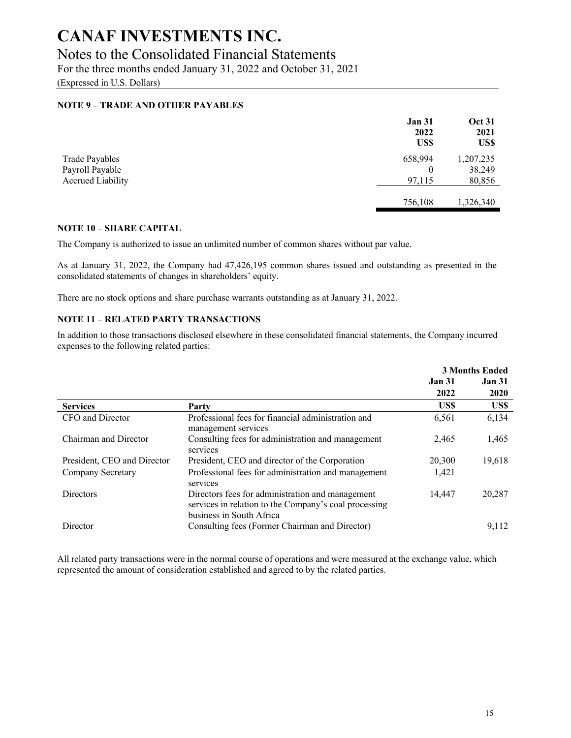# CANAF INVESTMENTS INC.

## Notes to the Consolidated Financial Statements

For the three months ended January 31, 2022 and October 31, 2021

(Expressed in U.S. Dollars)

### NOTE 9 – TRADE AND OTHER PAYABLES

| | Jan 31 2022 US$ | Oct 31 2021 US$ |
|---|---|---|
| Trade Payables | 658,994 | 1,207,235 |
| Payroll Payable | 0 | 38,249 |
| Accrued Liability | 97,115 | 80,856 |
| | 756,108 | 1,326,340 |

### NOTE 10 – SHARE CAPITAL

The Company is authorized to issue an unlimited number of common shares without par value.

As at January 31, 2022, the Company had 47,426,195 common shares issued and outstanding as presented in the consolidated statements of changes in shareholders' equity.

There are no stock options and share purchase warrants outstanding as at January 31, 2022.

### NOTE 11 – RELATED PARTY TRANSACTIONS

In addition to those transactions disclosed elsewhere in these consolidated financial statements, the Company incurred expenses to the following related parties:

| | | 3 Months Ended | |
|---|---|---|---|
| | | Jan 31 2022 | Jan 31 2020 |
| **Services** | **Party** | **US$** | **US$** |
| CFO and Director | Professional fees for financial administration and management services | 6,561 | 6,134 |
| Chairman and Director | Consulting fees for administration and management services | 2,465 | 1,465 |
| President, CEO and Director | President, CEO and director of the Corporation | 20,300 | 19,618 |
| Company Secretary | Professional fees for administration and management services | 1,421 | |
| Directors | Directors fees for administration and management services in relation to the Company's coal processing business in South Africa | 14,447 | 20,287 |
| Director | Consulting fees (Former Chairman and Director) | | 9,112 |

All related party transactions were in the normal course of operations and were measured at the exchange value, which represented the amount of consideration established and agreed to by the related parties.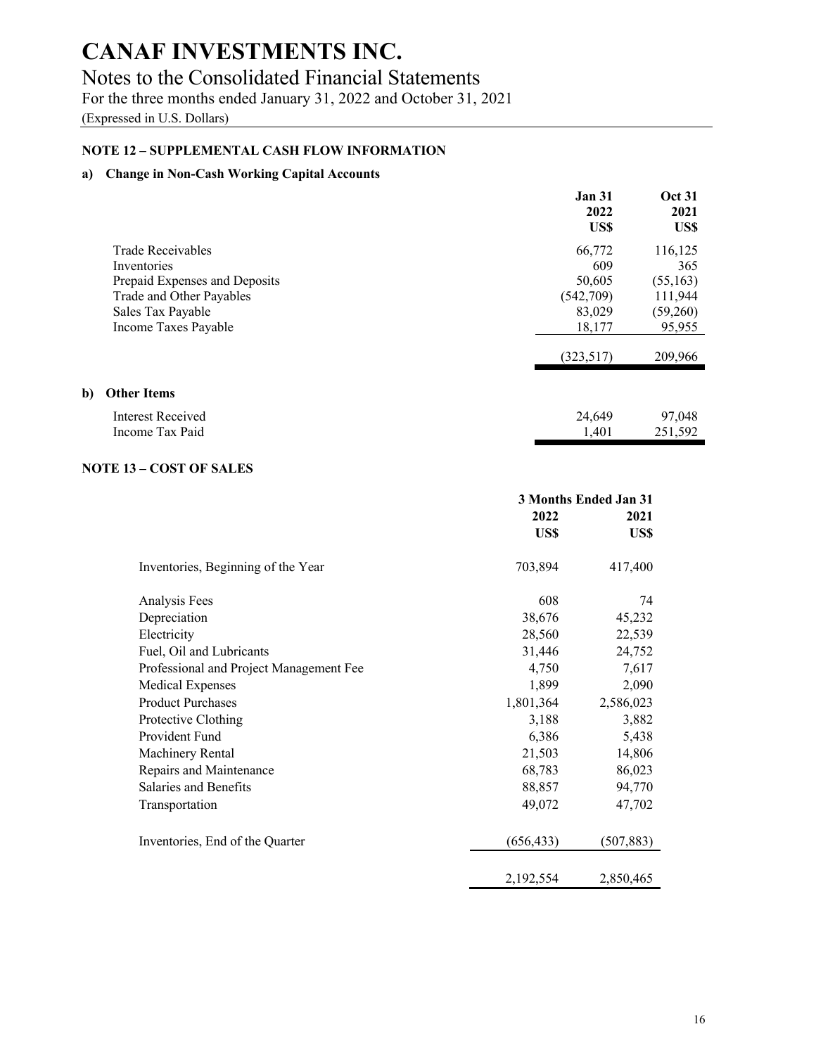# CANAF INVESTMENTS INC.

## Notes to the Consolidated Financial Statements

For the three months ended January 31, 2022 and October 31, 2021

(Expressed in U.S. Dollars)

### NOTE 12 – SUPPLEMENTAL CASH FLOW INFORMATION

**a) Change in Non-Cash Working Capital Accounts**

| | Jan 31 2022 US$ | Oct 31 2021 US$ |
|---|---|---|
| Trade Receivables | 66,772 | 116,125 |
| Inventories | 609 | 365 |
| Prepaid Expenses and Deposits | 50,605 | (55,163) |
| Trade and Other Payables | (542,709) | 111,944 |
| Sales Tax Payable | 83,029 | (59,260) |
| Income Taxes Payable | 18,177 | 95,955 |
| | (323,517) | 209,966 |

**b) Other Items**

| | Jan 31 2022 US$ | Oct 31 2021 US$ |
|---|---|---|
| Interest Received | 24,649 | 97,048 |
| Income Tax Paid | 1,401 | 251,592 |

### NOTE 13 – COST OF SALES

| | 3 Months Ended Jan 31 | |
|---|---|---|
| | 2022 US$ | 2021 US$ |
| Inventories, Beginning of the Year | 703,894 | 417,400 |
| Analysis Fees | 608 | 74 |
| Depreciation | 38,676 | 45,232 |
| Electricity | 28,560 | 22,539 |
| Fuel, Oil and Lubricants | 31,446 | 24,752 |
| Professional and Project Management Fee | 4,750 | 7,617 |
| Medical Expenses | 1,899 | 2,090 |
| Product Purchases | 1,801,364 | 2,586,023 |
| Protective Clothing | 3,188 | 3,882 |
| Provident Fund | 6,386 | 5,438 |
| Machinery Rental | 21,503 | 14,806 |
| Repairs and Maintenance | 68,783 | 86,023 |
| Salaries and Benefits | 88,857 | 94,770 |
| Transportation | 49,072 | 47,702 |
| Inventories, End of the Quarter | (656,433) | (507,883) |
| | 2,192,554 | 2,850,465 |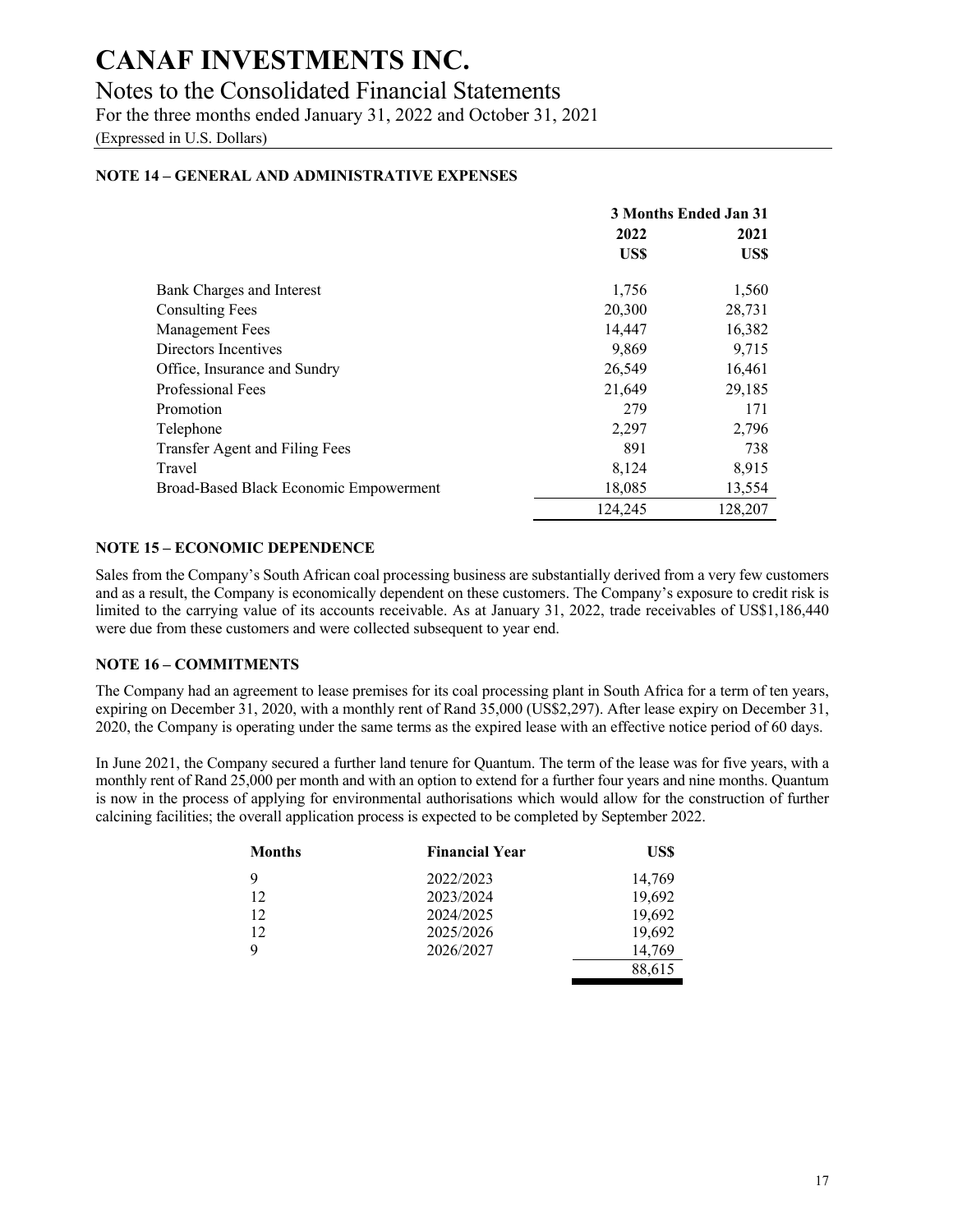# CANAF INVESTMENTS INC.

## Notes to the Consolidated Financial Statements

For the three months ended January 31, 2022 and October 31, 2021

(Expressed in U.S. Dollars)

### NOTE 14 – GENERAL AND ADMINISTRATIVE EXPENSES

| | 3 Months Ended Jan 31 | |
|---|---|---|
| | 2022 | 2021 |
| | US$ | US$ |
| Bank Charges and Interest | 1,756 | 1,560 |
| Consulting Fees | 20,300 | 28,731 |
| Management Fees | 14,447 | 16,382 |
| Directors Incentives | 9,869 | 9,715 |
| Office, Insurance and Sundry | 26,549 | 16,461 |
| Professional Fees | 21,649 | 29,185 |
| Promotion | 279 | 171 |
| Telephone | 2,297 | 2,796 |
| Transfer Agent and Filing Fees | 891 | 738 |
| Travel | 8,124 | 8,915 |
| Broad-Based Black Economic Empowerment | 18,085 | 13,554 |
| | 124,245 | 128,207 |

### NOTE 15 – ECONOMIC DEPENDENCE

Sales from the Company's South African coal processing business are substantially derived from a very few customers and as a result, the Company is economically dependent on these customers. The Company's exposure to credit risk is limited to the carrying value of its accounts receivable. As at January 31, 2022, trade receivables of US$1,186,440 were due from these customers and were collected subsequent to year end.

### NOTE 16 – COMMITMENTS

The Company had an agreement to lease premises for its coal processing plant in South Africa for a term of ten years, expiring on December 31, 2020, with a monthly rent of Rand 35,000 (US$2,297). After lease expiry on December 31, 2020, the Company is operating under the same terms as the expired lease with an effective notice period of 60 days.

In June 2021, the Company secured a further land tenure for Quantum. The term of the lease was for five years, with a monthly rent of Rand 25,000 per month and with an option to extend for a further four years and nine months. Quantum is now in the process of applying for environmental authorisations which would allow for the construction of further calcining facilities; the overall application process is expected to be completed by September 2022.

| Months | Financial Year | US$ |
|---|---|---|
| 9 | 2022/2023 | 14,769 |
| 12 | 2023/2024 | 19,692 |
| 12 | 2024/2025 | 19,692 |
| 12 | 2025/2026 | 19,692 |
| 9 | 2026/2027 | 14,769 |
| | | 88,615 |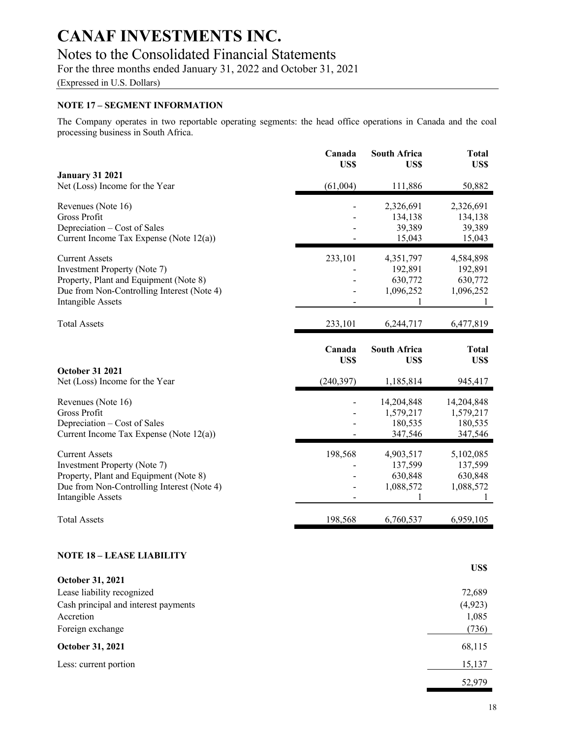# CANAF INVESTMENTS INC.

## Notes to the Consolidated Financial Statements

For the three months ended January 31, 2022 and October 31, 2021

(Expressed in U.S. Dollars)

### NOTE 17 – SEGMENT INFORMATION

The Company operates in two reportable operating segments: the head office operations in Canada and the coal processing business in South Africa.

| | Canada US$ | South Africa US$ | Total US$ |
|---|---|---|---|
| **January 31 2021** | | | |
| Net (Loss) Income for the Year | (61,004) | 111,886 | 50,882 |
| Revenues (Note 16) | - | 2,326,691 | 2,326,691 |
| Gross Profit | - | 134,138 | 134,138 |
| Depreciation – Cost of Sales | - | 39,389 | 39,389 |
| Current Income Tax Expense (Note 12(a)) | - | 15,043 | 15,043 |
| Current Assets | 233,101 | 4,351,797 | 4,584,898 |
| Investment Property (Note 7) | - | 192,891 | 192,891 |
| Property, Plant and Equipment (Note 8) | - | 630,772 | 630,772 |
| Due from Non-Controlling Interest (Note 4) | - | 1,096,252 | 1,096,252 |
| Intangible Assets | - | 1 | 1 |
| Total Assets | 233,101 | 6,244,717 | 6,477,819 |

| | Canada US$ | South Africa US$ | Total US$ |
|---|---|---|---|
| **October 31 2021** | | | |
| Net (Loss) Income for the Year | (240,397) | 1,185,814 | 945,417 |
| Revenues (Note 16) | - | 14,204,848 | 14,204,848 |
| Gross Profit | - | 1,579,217 | 1,579,217 |
| Depreciation – Cost of Sales | - | 180,535 | 180,535 |
| Current Income Tax Expense (Note 12(a)) | - | 347,546 | 347,546 |
| Current Assets | 198,568 | 4,903,517 | 5,102,085 |
| Investment Property (Note 7) | - | 137,599 | 137,599 |
| Property, Plant and Equipment (Note 8) | - | 630,848 | 630,848 |
| Due from Non-Controlling Interest (Note 4) | - | 1,088,572 | 1,088,572 |
| Intangible Assets | - | 1 | 1 |
| Total Assets | 198,568 | 6,760,537 | 6,959,105 |

### NOTE 18 – LEASE LIABILITY

| | US$ |
|---|---|
| **October 31, 2021** | |
| Lease liability recognized | 72,689 |
| Cash principal and interest payments | (4,923) |
| Accretion | 1,085 |
| Foreign exchange | (736) |
| **October 31, 2021** | 68,115 |
| Less: current portion | 15,137 |
| | 52,979 |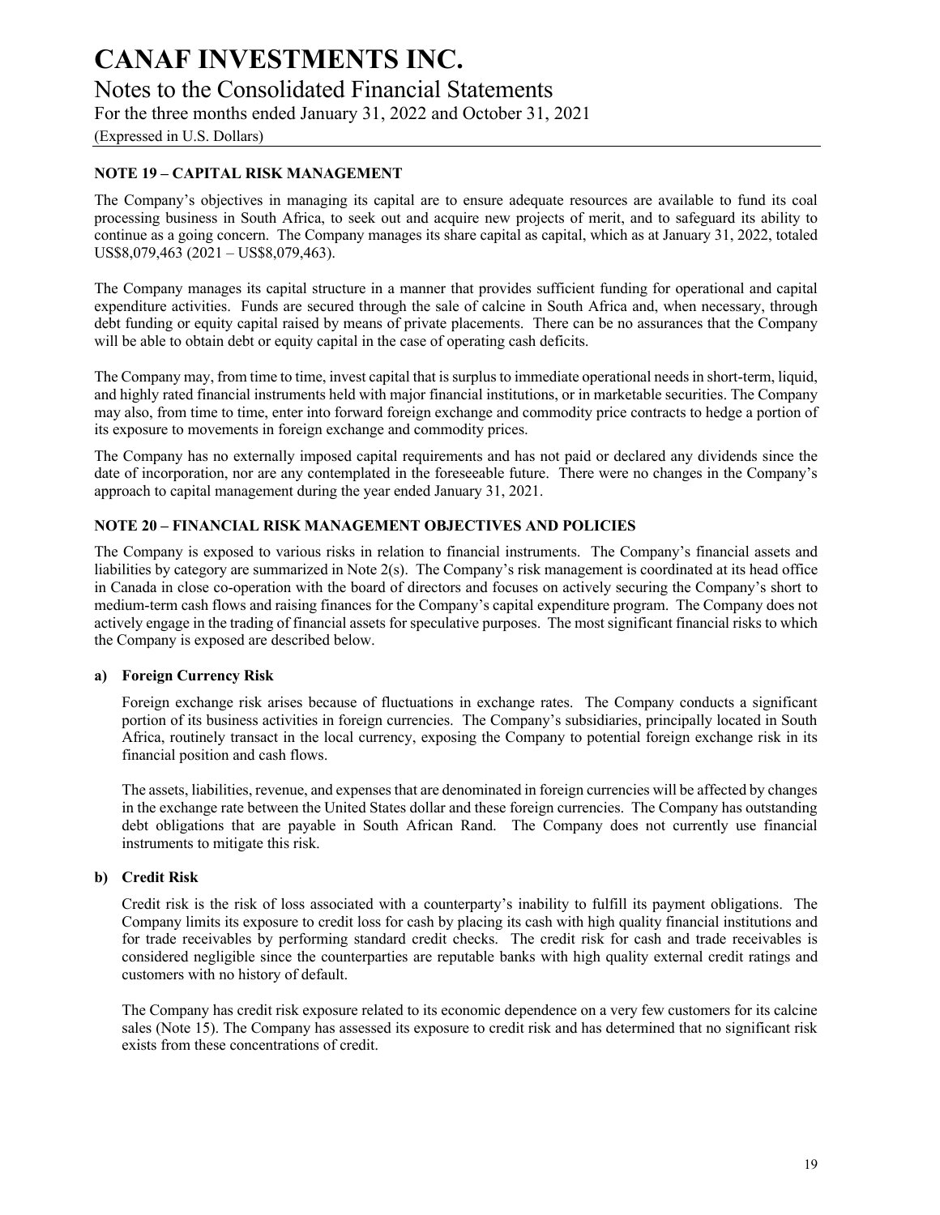# CANAF INVESTMENTS INC.

## Notes to the Consolidated Financial Statements

For the three months ended January 31, 2022 and October 31, 2021

(Expressed in U.S. Dollars)

### NOTE 19 – CAPITAL RISK MANAGEMENT

The Company's objectives in managing its capital are to ensure adequate resources are available to fund its coal processing business in South Africa, to seek out and acquire new projects of merit, and to safeguard its ability to continue as a going concern. The Company manages its share capital as capital, which as at January 31, 2022, totaled US$8,079,463 (2021 – US$8,079,463).

The Company manages its capital structure in a manner that provides sufficient funding for operational and capital expenditure activities. Funds are secured through the sale of calcine in South Africa and, when necessary, through debt funding or equity capital raised by means of private placements. There can be no assurances that the Company will be able to obtain debt or equity capital in the case of operating cash deficits.

The Company may, from time to time, invest capital that is surplus to immediate operational needs in short-term, liquid, and highly rated financial instruments held with major financial institutions, or in marketable securities. The Company may also, from time to time, enter into forward foreign exchange and commodity price contracts to hedge a portion of its exposure to movements in foreign exchange and commodity prices.

The Company has no externally imposed capital requirements and has not paid or declared any dividends since the date of incorporation, nor are any contemplated in the foreseeable future. There were no changes in the Company's approach to capital management during the year ended January 31, 2021.

### NOTE 20 – FINANCIAL RISK MANAGEMENT OBJECTIVES AND POLICIES

The Company is exposed to various risks in relation to financial instruments. The Company's financial assets and liabilities by category are summarized in Note 2(s). The Company's risk management is coordinated at its head office in Canada in close co-operation with the board of directors and focuses on actively securing the Company's short to medium-term cash flows and raising finances for the Company's capital expenditure program. The Company does not actively engage in the trading of financial assets for speculative purposes. The most significant financial risks to which the Company is exposed are described below.

#### a) Foreign Currency Risk

Foreign exchange risk arises because of fluctuations in exchange rates. The Company conducts a significant portion of its business activities in foreign currencies. The Company's subsidiaries, principally located in South Africa, routinely transact in the local currency, exposing the Company to potential foreign exchange risk in its financial position and cash flows.

The assets, liabilities, revenue, and expenses that are denominated in foreign currencies will be affected by changes in the exchange rate between the United States dollar and these foreign currencies. The Company has outstanding debt obligations that are payable in South African Rand. The Company does not currently use financial instruments to mitigate this risk.

#### b) Credit Risk

Credit risk is the risk of loss associated with a counterparty's inability to fulfill its payment obligations. The Company limits its exposure to credit loss for cash by placing its cash with high quality financial institutions and for trade receivables by performing standard credit checks. The credit risk for cash and trade receivables is considered negligible since the counterparties are reputable banks with high quality external credit ratings and customers with no history of default.

The Company has credit risk exposure related to its economic dependence on a very few customers for its calcine sales (Note 15). The Company has assessed its exposure to credit risk and has determined that no significant risk exists from these concentrations of credit.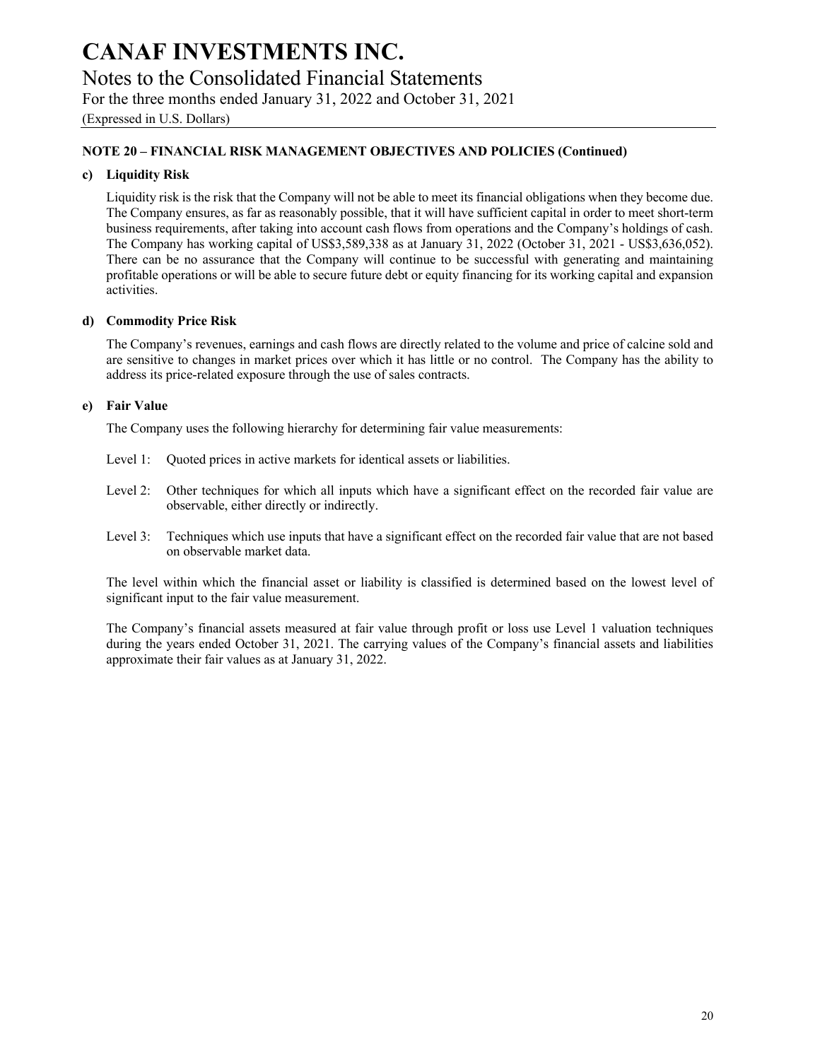# CANAF INVESTMENTS INC.

## Notes to the Consolidated Financial Statements

For the three months ended January 31, 2022 and October 31, 2021

(Expressed in U.S. Dollars)

### NOTE 20 – FINANCIAL RISK MANAGEMENT OBJECTIVES AND POLICIES (Continued)

**c) Liquidity Risk**

Liquidity risk is the risk that the Company will not be able to meet its financial obligations when they become due. The Company ensures, as far as reasonably possible, that it will have sufficient capital in order to meet short-term business requirements, after taking into account cash flows from operations and the Company's holdings of cash. The Company has working capital of US$3,589,338 as at January 31, 2022 (October 31, 2021 - US$3,636,052). There can be no assurance that the Company will continue to be successful with generating and maintaining profitable operations or will be able to secure future debt or equity financing for its working capital and expansion activities.

**d) Commodity Price Risk**

The Company's revenues, earnings and cash flows are directly related to the volume and price of calcine sold and are sensitive to changes in market prices over which it has little or no control. The Company has the ability to address its price-related exposure through the use of sales contracts.

**e) Fair Value**

The Company uses the following hierarchy for determining fair value measurements:

Level 1: Quoted prices in active markets for identical assets or liabilities.

Level 2: Other techniques for which all inputs which have a significant effect on the recorded fair value are observable, either directly or indirectly.

Level 3: Techniques which use inputs that have a significant effect on the recorded fair value that are not based on observable market data.

The level within which the financial asset or liability is classified is determined based on the lowest level of significant input to the fair value measurement.

The Company's financial assets measured at fair value through profit or loss use Level 1 valuation techniques during the years ended October 31, 2021. The carrying values of the Company's financial assets and liabilities approximate their fair values as at January 31, 2022.